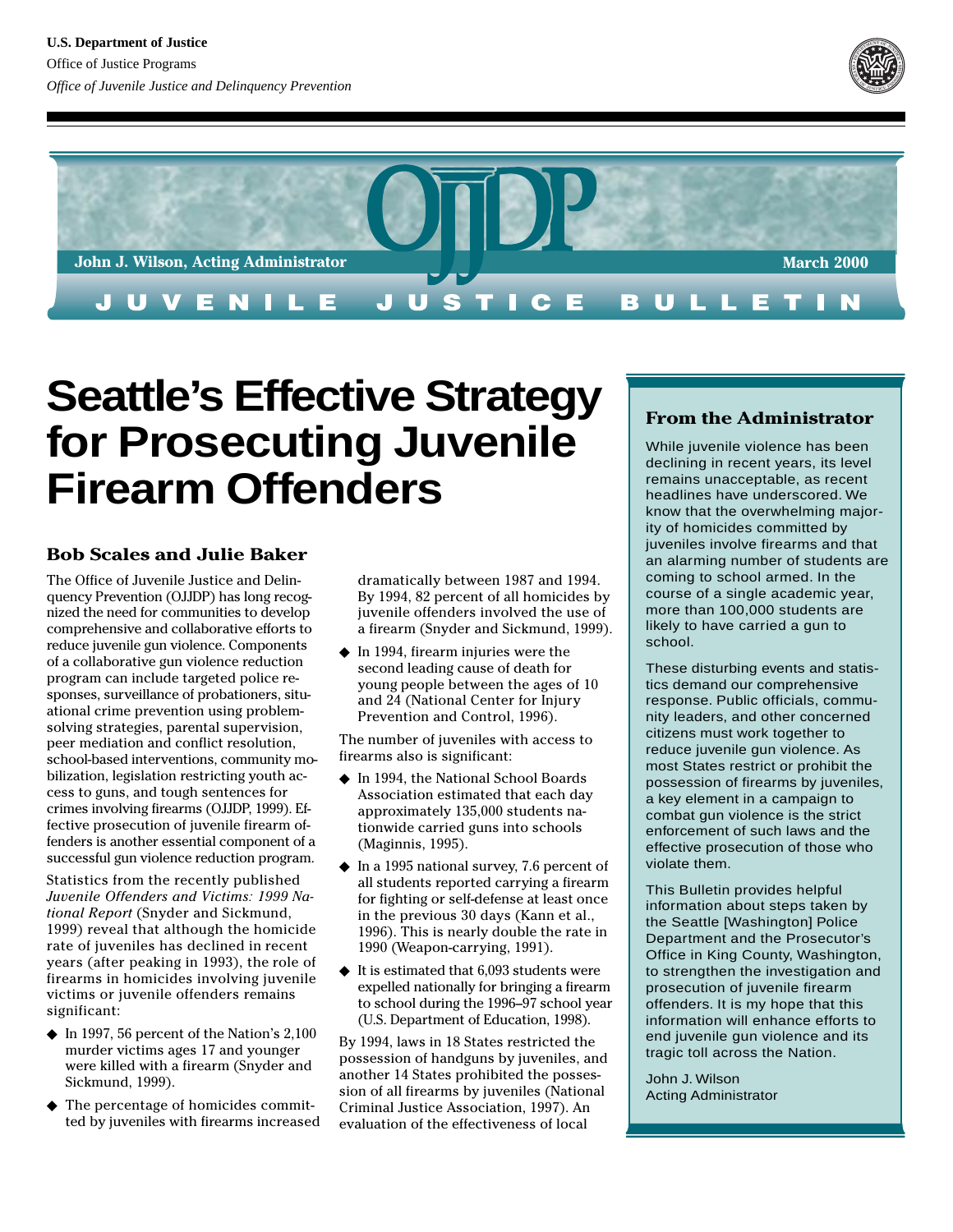U.S. Department of Justice

Office of Justice Programs

*Office of Juvenile Justice and Delinquency Prevention*

OJJDP

John J. Wilson, Acting Administrator

March 2000

JUVENILE JUSTICE BULLETIN

# Seattle's Effective Strategy for Prosecuting Juvenile Firearm Offenders

### Bob Scales and Julie Baker

The Office of Juvenile Justice and Delinquency Prevention (OJJDP) has long recognized the need for communities to develop comprehensive and collaborative efforts to reduce juvenile gun violence. Components of a collaborative gun violence reduction program can include targeted police responses, surveillance of probationers, situational crime prevention using problem-solving strategies, parental supervision, peer mediation and conflict resolution, school-based interventions, community mobilization, legislation restricting youth access to guns, and tough sentences for crimes involving firearms (OJJDP, 1999). Effective prosecution of juvenile firearm offenders is another essential component of a successful gun violence reduction program.

Statistics from the recently published *Juvenile Offenders and Victims: 1999 National Report* (Snyder and Sickmund, 1999) reveal that although the homicide rate of juveniles has declined in recent years (after peaking in 1993), the role of firearms in homicides involving juvenile victims or juvenile offenders remains significant:

- In 1997, 56 percent of the Nation's 2,100 murder victims ages 17 and younger were killed with a firearm (Snyder and Sickmund, 1999).
- The percentage of homicides committed by juveniles with firearms increased dramatically between 1987 and 1994. By 1994, 82 percent of all homicides by juvenile offenders involved the use of a firearm (Snyder and Sickmund, 1999).
- In 1994, firearm injuries were the second leading cause of death for young people between the ages of 10 and 24 (National Center for Injury Prevention and Control, 1996).

The number of juveniles with access to firearms also is significant:

- In 1994, the National School Boards Association estimated that each day approximately 135,000 students nationwide carried guns into schools (Maginnis, 1995).
- In a 1995 national survey, 7.6 percent of all students reported carrying a firearm for fighting or self-defense at least once in the previous 30 days (Kann et al., 1996). This is nearly double the rate in 1990 (Weapon-carrying, 1991).
- It is estimated that 6,093 students were expelled nationally for bringing a firearm to school during the 1996–97 school year (U.S. Department of Education, 1998).

By 1994, laws in 18 States restricted the possession of handguns by juveniles, and another 14 States prohibited the possession of all firearms by juveniles (National Criminal Justice Association, 1997). An evaluation of the effectiveness of local

---

### From the Administrator

While juvenile violence has been declining in recent years, its level remains unacceptable, as recent headlines have underscored. We know that the overwhelming majority of homicides committed by juveniles involve firearms and that an alarming number of students are coming to school armed. In the course of a single academic year, more than 100,000 students are likely to have carried a gun to school.

These disturbing events and statistics demand our comprehensive response. Public officials, community leaders, and other concerned citizens must work together to reduce juvenile gun violence. As most States restrict or prohibit the possession of firearms by juveniles, a key element in a campaign to combat gun violence is the strict enforcement of such laws and the effective prosecution of those who violate them.

This Bulletin provides helpful information about steps taken by the Seattle [Washington] Police Department and the Prosecutor's Office in King County, Washington, to strengthen the investigation and prosecution of juvenile firearm offenders. It is my hope that this information will enhance efforts to end juvenile gun violence and its tragic toll across the Nation.

John J. Wilson
Acting Administrator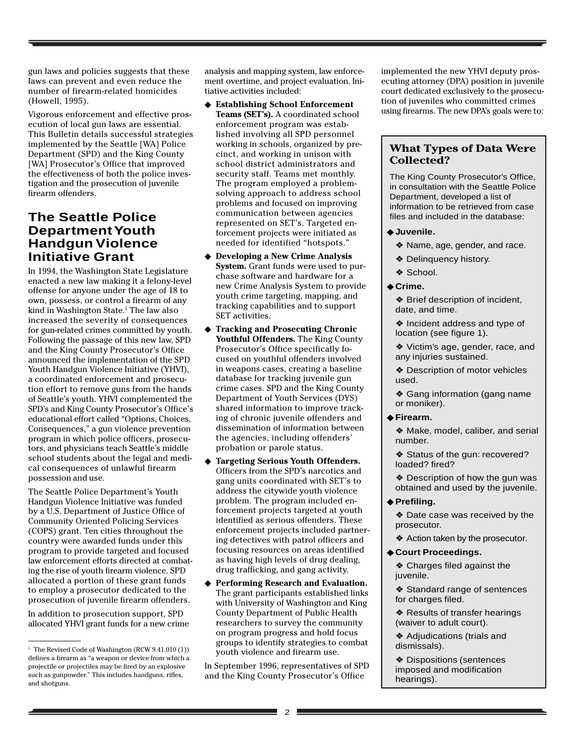gun laws and policies suggests that these laws can prevent and even reduce the number of firearm-related homicides (Howell, 1995).

Vigorous enforcement and effective prosecution of local gun laws are essential. This Bulletin details successful strategies implemented by the Seattle [WA] Police Department (SPD) and the King County [WA] Prosecutor's Office that improved the effectiveness of both the police investigation and the prosecution of juvenile firearm offenders.

## The Seattle Police Department Youth Handgun Violence Initiative Grant

In 1994, the Washington State Legislature enacted a new law making it a felony-level offense for anyone under the age of 18 to own, possess, or control a firearm of any kind in Washington State.[1] The law also increased the severity of consequences for gun-related crimes committed by youth. Following the passage of this new law, SPD and the King County Prosecutor's Office announced the implementation of the SPD Youth Handgun Violence Initiative (YHVI), a coordinated enforcement and prosecution effort to remove guns from the hands of Seattle's youth. YHVI complemented the SPD's and King County Prosecutor's Office's educational effort called "Options, Choices, Consequences," a gun violence prevention program in which police officers, prosecutors, and physicians teach Seattle's middle school students about the legal and medical consequences of unlawful firearm possession and use.

The Seattle Police Department's Youth Handgun Violence Initiative was funded by a U.S. Department of Justice Office of Community Oriented Policing Services (COPS) grant. Ten cities throughout the country were awarded funds under this program to provide targeted and focused law enforcement efforts directed at combating the rise of youth firearm violence. SPD allocated a portion of these grant funds to employ a prosecutor dedicated to the prosecution of juvenile firearm offenders.

In addition to prosecution support, SPD allocated YHVI grant funds for a new crime analysis and mapping system, law enforcement overtime, and project evaluation. Initiative activities included:

- **Establishing School Enforcement Teams (SET's).** A coordinated school enforcement program was established involving all SPD personnel working in schools, organized by precinct, and working in unison with school district administrators and security staff. Teams met monthly. The program employed a problem-solving approach to address school problems and focused on improving communication between agencies represented on SET's. Targeted enforcement projects were initiated as needed for identified "hotspots."
- **Developing a New Crime Analysis System.** Grant funds were used to purchase software and hardware for a new Crime Analysis System to provide youth crime targeting, mapping, and tracking capabilities and to support SET activities.
- **Tracking and Prosecuting Chronic Youthful Offenders.** The King County Prosecutor's Office specifically focused on youthful offenders involved in weapons cases, creating a baseline database for tracking juvenile gun crime cases. SPD and the King County Department of Youth Services (DYS) shared information to improve tracking of chronic juvenile offenders and dissemination of information between the agencies, including offenders' probation or parole status.
- **Targeting Serious Youth Offenders.** Officers from the SPD's narcotics and gang units coordinated with SET's to address the citywide youth violence problem. The program included enforcement projects targeted at youth identified as serious offenders. These enforcement projects included partnering detectives with patrol officers and focusing resources on areas identified as having high levels of drug dealing, drug trafficking, and gang activity.
- **Performing Research and Evaluation.** The grant participants established links with University of Washington and King County Department of Public Health researchers to survey the community on program progress and hold focus groups to identify strategies to combat youth violence and firearm use.

In September 1996, representatives of SPD and the King County Prosecutor's Office implemented the new YHVI deputy prosecuting attorney (DPA) position in juvenile court dedicated exclusively to the prosecution of juveniles who committed crimes using firearms. The new DPA's goals were to:

### What Types of Data Were Collected?

The King County Prosecutor's Office, in consultation with the Seattle Police Department, developed a list of information to be retrieved from case files and included in the database:

- **Juvenile.**
  - Name, age, gender, and race.
  - Delinquency history.
  - School.
- **Crime.**
  - Brief description of incident, date, and time.
  - Incident address and type of location (see figure 1).
  - Victim's age, gender, race, and any injuries sustained.
  - Description of motor vehicles used.
  - Gang information (gang name or moniker).
- **Firearm.**
  - Make, model, caliber, and serial number.
  - Status of the gun: recovered? loaded? fired?
  - Description of how the gun was obtained and used by the juvenile.
- **Prefiling.**
  - Date case was received by the prosecutor.
  - Action taken by the prosecutor.
- **Court Proceedings.**
  - Charges filed against the juvenile.
  - Standard range of sentences for charges filed.
  - Results of transfer hearings (waiver to adult court).
  - Adjudications (trials and dismissals).
  - Dispositions (sentences imposed and modification hearings).

---

[1] The Revised Code of Washington (RCW 9.41.010 (1)) defines a firearm as "a weapon or device from which a projectile or projectiles may be fired by an explosive such as gunpowder." This includes handguns, rifles, and shotguns.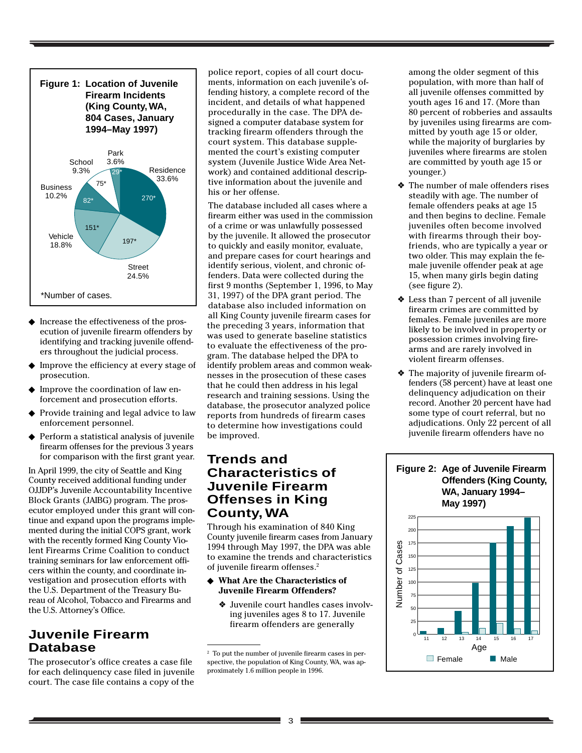**Figure 1: Location of Juvenile Firearm Incidents (King County, WA, 804 Cases, January 1994–May 1997)**

Park
3.6%
29*

School
9.3%
75*

Residence
33.6%
270*

Business
10.2%
82*

Vehicle
18.8%
151*

Street
24.5%
197*

*Number of cases.

- Increase the effectiveness of the prosecution of juvenile firearm offenders by identifying and tracking juvenile offenders throughout the judicial process.
- Improve the efficiency at every stage of prosecution.
- Improve the coordination of law enforcement and prosecution efforts.
- Provide training and legal advice to law enforcement personnel.
- Perform a statistical analysis of juvenile firearm offenses for the previous 3 years for comparison with the first grant year.

In April 1999, the city of Seattle and King County received additional funding under OJJDP's Juvenile Accountability Incentive Block Grants (JAIBG) program. The prosecutor employed under this grant will continue and expand upon the programs implemented during the initial COPS grant, work with the recently formed King County Violent Firearms Crime Coalition to conduct training seminars for law enforcement officers within the county, and coordinate investigation and prosecution efforts with the U.S. Department of the Treasury Bureau of Alcohol, Tobacco and Firearms and the U.S. Attorney's Office.

## Juvenile Firearm Database

The prosecutor's office creates a case file for each delinquency case filed in juvenile court. The case file contains a copy of the police report, copies of all court documents, information on each juvenile's offending history, a complete record of the incident, and details of what happened procedurally in the case. The DPA designed a computer database system for tracking firearm offenders through the court system. This database supplemented the court's existing computer system (Juvenile Justice Wide Area Network) and contained additional descriptive information about the juvenile and his or her offense.

The database included all cases where a firearm either was used in the commission of a crime or was unlawfully possessed by the juvenile. It allowed the prosecutor to quickly and easily monitor, evaluate, and prepare cases for court hearings and identify serious, violent, and chronic offenders. Data were collected during the first 9 months (September 1, 1996, to May 31, 1997) of the DPA grant period. The database also included information on all King County juvenile firearm cases for the preceding 3 years, information that was used to generate baseline statistics to evaluate the effectiveness of the program. The database helped the DPA to identify problem areas and common weaknesses in the prosecution of these cases that he could then address in his legal research and training sessions. Using the database, the prosecutor analyzed police reports from hundreds of firearm cases to determine how investigations could be improved.

## Trends and Characteristics of Juvenile Firearm Offenses in King County, WA

Through his examination of 840 King County juvenile firearm cases from January 1994 through May 1997, the DPA was able to examine the trends and characteristics of juvenile firearm offenses.[2]

- **What Are the Characteristics of Juvenile Firearm Offenders?**
  - Juvenile court handles cases involving juveniles ages 8 to 17. Juvenile firearm offenders are generally among the older segment of this population, with more than half of all juvenile offenses committed by youth ages 16 and 17. (More than 80 percent of robberies and assaults by juveniles using firearms are committed by youth age 15 or older, while the majority of burglaries by juveniles where firearms are stolen are committed by youth age 15 or younger.)
  - The number of male offenders rises steadily with age. The number of female offenders peaks at age 15 and then begins to decline. Female juveniles often become involved with firearms through their boyfriends, who are typically a year or two older. This may explain the female juvenile offender peak at age 15, when many girls begin dating (see figure 2).
  - Less than 7 percent of all juvenile firearm crimes are committed by females. Female juveniles are more likely to be involved in property or possession crimes involving firearms and are rarely involved in violent firearm offenses.
  - The majority of juvenile firearm offenders (58 percent) have at least one delinquency adjudication on their record. Another 20 percent have had some type of court referral, but no adjudications. Only 22 percent of all juvenile firearm offenders have no

[2] To put the number of juvenile firearm cases in perspective, the population of King County, WA, was approximately 1.6 million people in 1996.

**Figure 2: Age of Juvenile Firearm Offenders (King County, WA, January 1994–May 1997)**

Number of Cases
0
25
50
75
100
125
150
175
200
225

Age
11
12
13
14
15
16
17

Female
Male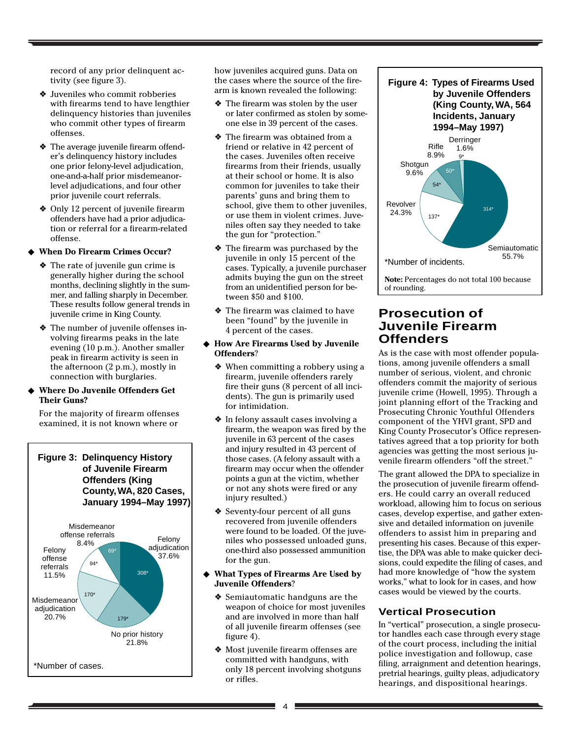record of any prior delinquent activity (see figure 3).

- Juveniles who commit robberies with firearms tend to have lengthier delinquency histories than juveniles who commit other types of firearm offenses.
- The average juvenile firearm offender's delinquency history includes one prior felony-level adjudication, one-and-a-half prior misdemeanor-level adjudications, and four other prior juvenile court referrals.
- Only 12 percent of juvenile firearm offenders have had a prior adjudication or referral for a firearm-related offense.

**When Do Firearm Crimes Occur?**

- The rate of juvenile gun crime is generally higher during the school months, declining slightly in the summer, and falling sharply in December. These results follow general trends in juvenile crime in King County.
- The number of juvenile offenses involving firearms peaks in the late evening (10 p.m.). Another smaller peak in firearm activity is seen in the afternoon (2 p.m.), mostly in connection with burglaries.

**Where Do Juvenile Offenders Get Their Guns?**

For the majority of firearm offenses examined, it is not known where or how juveniles acquired guns. Data on the cases where the source of the firearm is known revealed the following:

- The firearm was stolen by the user or later confirmed as stolen by someone else in 39 percent of the cases.
- The firearm was obtained from a friend or relative in 42 percent of the cases. Juveniles often receive firearms from their friends, usually at their school or home. It is also common for juveniles to take their parents' guns and bring them to school, give them to other juveniles, or use them in violent crimes. Juveniles often say they needed to take the gun for "protection."
- The firearm was purchased by the juvenile in only 15 percent of the cases. Typically, a juvenile purchaser admits buying the gun on the street from an unidentified person for between $50 and $100.
- The firearm was claimed to have been "found" by the juvenile in 4 percent of the cases.

**How Are Firearms Used by Juvenile Offenders?**

- When committing a robbery using a firearm, juvenile offenders rarely fire their guns (8 percent of all incidents). The gun is primarily used for intimidation.
- In felony assault cases involving a firearm, the weapon was fired by the juvenile in 63 percent of the cases and injury resulted in 43 percent of those cases. (A felony assault with a firearm may occur when the offender points a gun at the victim, whether or not any shots were fired or any injury resulted.)
- Seventy-four percent of all guns recovered from juvenile offenders were found to be loaded. Of the juveniles who possessed unloaded guns, one-third also possessed ammunition for the gun.

**What Types of Firearms Are Used by Juvenile Offenders?**

- Semiautomatic handguns are the weapon of choice for most juveniles and are involved in more than half of all juvenile firearm offenses (see figure 4).
- Most juvenile firearm offenses are committed with handguns, with only 18 percent involving shotguns or rifles.

**Figure 3: Delinquency History of Juvenile Firearm Offenders (King County, WA, 820 Cases, January 1994–May 1997)**

Felony adjudication 37.6% 308*
No prior history 21.8% 179*
Misdemeanor adjudication 20.7% 170*
Felony offense referrals 11.5% 94*
Misdemeanor offense referrals 8.4% 69*

*Number of cases.

**Figure 4: Types of Firearms Used by Juvenile Offenders (King County, WA, 564 Incidents, January 1994–May 1997)**

Semiautomatic 55.7% 314*
Revolver 24.3% 137*
Shotgun 9.6% 54*
Rifle 8.9% 50*
Derringer 1.6% 9*

*Number of incidents.

**Note:** Percentages do not total 100 because of rounding.

## Prosecution of Juvenile Firearm Offenders

As is the case with most offender populations, among juvenile offenders a small number of serious, violent, and chronic offenders commit the majority of serious juvenile crime (Howell, 1995). Through a joint planning effort of the Tracking and Prosecuting Chronic Youthful Offenders component of the YHVI grant, SPD and King County Prosecutor's Office representatives agreed that a top priority for both agencies was getting the most serious juvenile firearm offenders "off the street."

The grant allowed the DPA to specialize in the prosecution of juvenile firearm offenders. He could carry an overall reduced workload, allowing him to focus on serious cases, develop expertise, and gather extensive and detailed information on juvenile offenders to assist him in preparing and presenting his cases. Because of this expertise, the DPA was able to make quicker decisions, could expedite the filing of cases, and had more knowledge of "how the system works," what to look for in cases, and how cases would be viewed by the courts.

### Vertical Prosecution

In "vertical" prosecution, a single prosecutor handles each case through every stage of the court process, including the initial police investigation and followup, case filing, arraignment and detention hearings, pretrial hearings, guilty pleas, adjudicatory hearings, and dispositional hearings.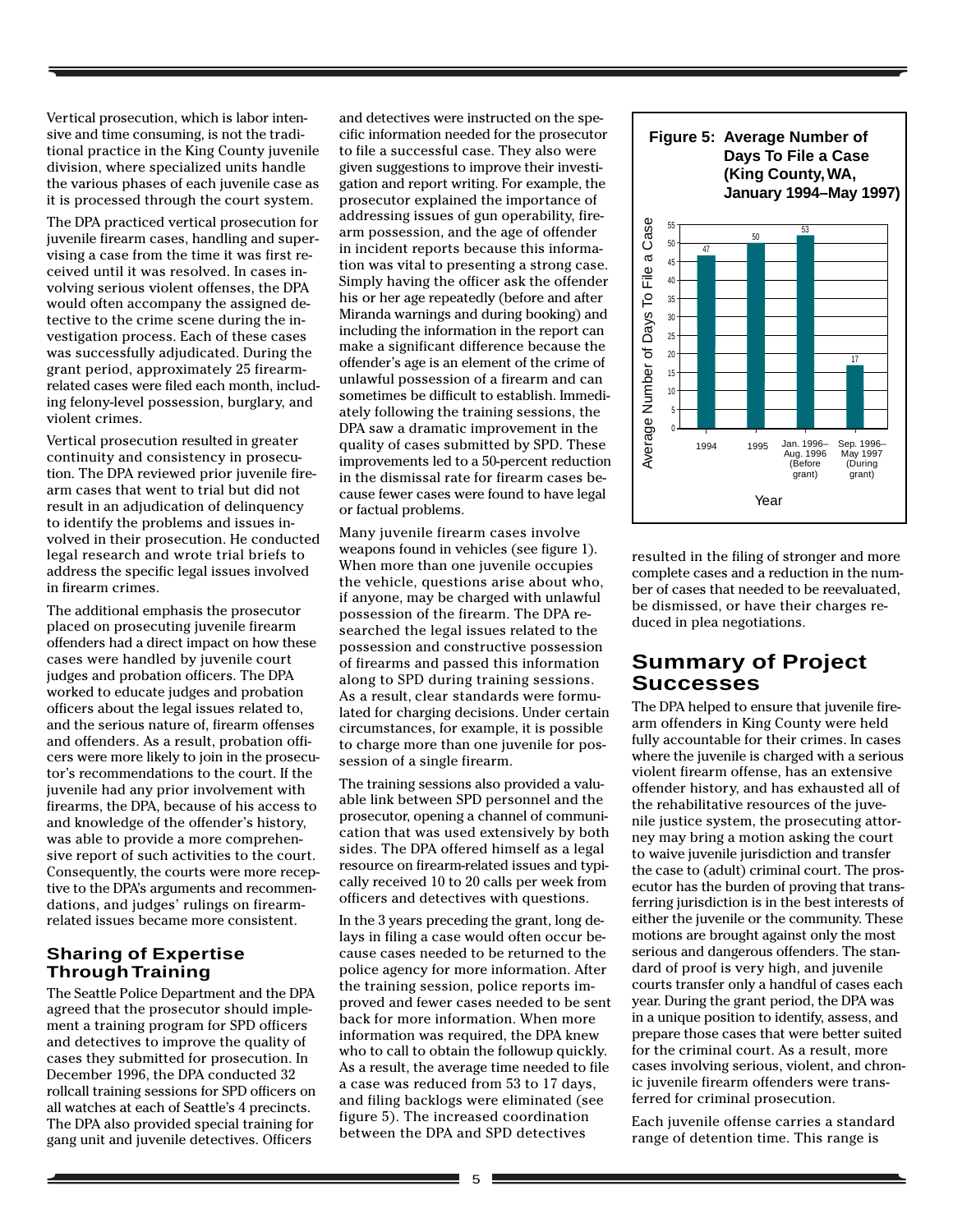Vertical prosecution, which is labor intensive and time consuming, is not the traditional practice in the King County juvenile division, where specialized units handle the various phases of each juvenile case as it is processed through the court system.

The DPA practiced vertical prosecution for juvenile firearm cases, handling and supervising a case from the time it was first received until it was resolved. In cases involving serious violent offenses, the DPA would often accompany the assigned detective to the crime scene during the investigation process. Each of these cases was successfully adjudicated. During the grant period, approximately 25 firearm-related cases were filed each month, including felony-level possession, burglary, and violent crimes.

Vertical prosecution resulted in greater continuity and consistency in prosecution. The DPA reviewed prior juvenile firearm cases that went to trial but did not result in an adjudication of delinquency to identify the problems and issues involved in their prosecution. He conducted legal research and wrote trial briefs to address the specific legal issues involved in firearm crimes.

The additional emphasis the prosecutor placed on prosecuting juvenile firearm offenders had a direct impact on how these cases were handled by juvenile court judges and probation officers. The DPA worked to educate judges and probation officers about the legal issues related to, and the serious nature of, firearm offenses and offenders. As a result, probation officers were more likely to join in the prosecutor's recommendations to the court. If the juvenile had any prior involvement with firearms, the DPA, because of his access to and knowledge of the offender's history, was able to provide a more comprehensive report of such activities to the court. Consequently, the courts were more receptive to the DPA's arguments and recommendations, and judges' rulings on firearm-related issues became more consistent.

## Sharing of Expertise Through Training

The Seattle Police Department and the DPA agreed that the prosecutor should implement a training program for SPD officers and detectives to improve the quality of cases they submitted for prosecution. In December 1996, the DPA conducted 32 rollcall training sessions for SPD officers on all watches at each of Seattle's 4 precincts. The DPA also provided special training for gang unit and juvenile detectives. Officers and detectives were instructed on the specific information needed for the prosecutor to file a successful case. They also were given suggestions to improve their investigation and report writing. For example, the prosecutor explained the importance of addressing issues of gun operability, firearm possession, and the age of offender in incident reports because this information was vital to presenting a strong case. Simply having the officer ask the offender his or her age repeatedly (before and after Miranda warnings and during booking) and including the information in the report can make a significant difference because the offender's age is an element of the crime of unlawful possession of a firearm and can sometimes be difficult to establish. Immediately following the training sessions, the DPA saw a dramatic improvement in the quality of cases submitted by SPD. These improvements led to a 50-percent reduction in the dismissal rate for firearm cases because fewer cases were found to have legal or factual problems.

Many juvenile firearm cases involve weapons found in vehicles (see figure 1). When more than one juvenile occupies the vehicle, questions arise about who, if anyone, may be charged with unlawful possession of the firearm. The DPA researched the legal issues related to the possession and constructive possession of firearms and passed this information along to SPD during training sessions. As a result, clear standards were formulated for charging decisions. Under certain circumstances, for example, it is possible to charge more than one juvenile for possession of a single firearm.

The training sessions also provided a valuable link between SPD personnel and the prosecutor, opening a channel of communication that was used extensively by both sides. The DPA offered himself as a legal resource on firearm-related issues and typically received 10 to 20 calls per week from officers and detectives with questions.

In the 3 years preceding the grant, long delays in filing a case would often occur because cases needed to be returned to the police agency for more information. After the training session, police reports improved and fewer cases needed to be sent back for more information. When more information was required, the DPA knew who to call to obtain the followup quickly. As a result, the average time needed to file a case was reduced from 53 to 17 days, and filing backlogs were eliminated (see figure 5). The increased coordination between the DPA and SPD detectives resulted in the filing of stronger and more complete cases and a reduction in the number of cases that needed to be reevaluated, be dismissed, or have their charges reduced in plea negotiations.

**Figure 5: Average Number of Days To File a Case (King County, WA, January 1994–May 1997)**

Average Number of Days To File a Case

0 5 10 15 20 25 30 35 40 45 50 55

47 50 53 17

1994
1995
Jan. 1996–Aug. 1996 (Before grant)
Sep. 1996–May 1997 (During grant)

Year

## Summary of Project Successes

The DPA helped to ensure that juvenile firearm offenders in King County were held fully accountable for their crimes. In cases where the juvenile is charged with a serious violent firearm offense, has an extensive offender history, and has exhausted all of the rehabilitative resources of the juvenile justice system, the prosecuting attorney may bring a motion asking the court to waive juvenile jurisdiction and transfer the case to (adult) criminal court. The prosecutor has the burden of proving that transferring jurisdiction is in the best interests of either the juvenile or the community. These motions are brought against only the most serious and dangerous offenders. The standard of proof is very high, and juvenile courts transfer only a handful of cases each year. During the grant period, the DPA was in a unique position to identify, assess, and prepare those cases that were better suited for the criminal court. As a result, more cases involving serious, violent, and chronic juvenile firearm offenders were transferred for criminal prosecution.

Each juvenile offense carries a standard range of detention time. This range is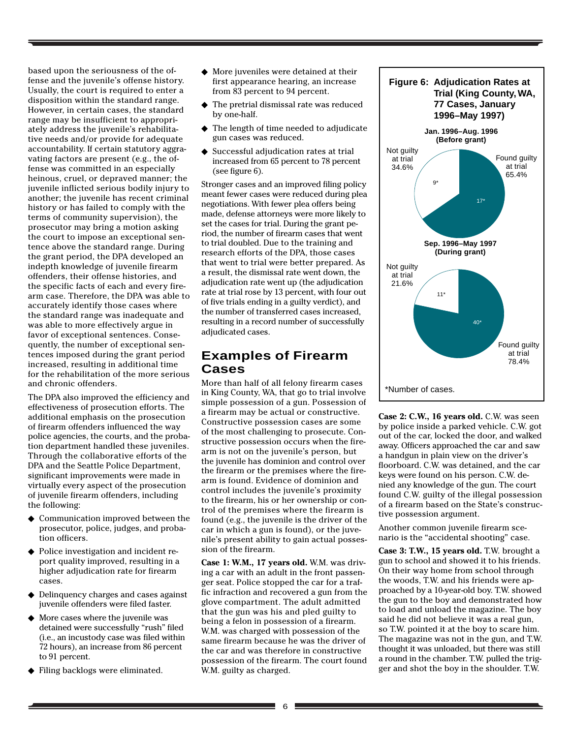based upon the seriousness of the offense and the juvenile's offense history. Usually, the court is required to enter a disposition within the standard range. However, in certain cases, the standard range may be insufficient to appropriately address the juvenile's rehabilitative needs and/or provide for adequate accountability. If certain statutory aggravating factors are present (e.g., the offense was committed in an especially heinous, cruel, or depraved manner; the juvenile inflicted serious bodily injury to another; the juvenile has recent criminal history or has failed to comply with the terms of community supervision), the prosecutor may bring a motion asking the court to impose an exceptional sentence above the standard range. During the grant period, the DPA developed an indepth knowledge of juvenile firearm offenders, their offense histories, and the specific facts of each and every firearm case. Therefore, the DPA was able to accurately identify those cases where the standard range was inadequate and was able to more effectively argue in favor of exceptional sentences. Consequently, the number of exceptional sentences imposed during the grant period increased, resulting in additional time for the rehabilitation of the more serious and chronic offenders.

The DPA also improved the efficiency and effectiveness of prosecution efforts. The additional emphasis on the prosecution of firearm offenders influenced the way police agencies, the courts, and the probation department handled these juveniles. Through the collaborative efforts of the DPA and the Seattle Police Department, significant improvements were made in virtually every aspect of the prosecution of juvenile firearm offenders, including the following:

- Communication improved between the prosecutor, police, judges, and probation officers.
- Police investigation and incident report quality improved, resulting in a higher adjudication rate for firearm cases.
- Delinquency charges and cases against juvenile offenders were filed faster.
- More cases where the juvenile was detained were successfully "rush" filed (i.e., an incustody case was filed within 72 hours), an increase from 86 percent to 91 percent.
- Filing backlogs were eliminated.
- More juveniles were detained at their first appearance hearing, an increase from 83 percent to 94 percent.
- The pretrial dismissal rate was reduced by one-half.
- The length of time needed to adjudicate gun cases was reduced.
- Successful adjudication rates at trial increased from 65 percent to 78 percent (see figure 6).

Stronger cases and an improved filing policy meant fewer cases were reduced during plea negotiations. With fewer plea offers being made, defense attorneys were more likely to set the cases for trial. During the grant period, the number of firearm cases that went to trial doubled. Due to the training and research efforts of the DPA, those cases that went to trial were better prepared. As a result, the dismissal rate went down, the adjudication rate went up (the adjudication rate at trial rose by 13 percent, with four out of five trials ending in a guilty verdict), and the number of transferred cases increased, resulting in a record number of successfully adjudicated cases.

## Examples of Firearm Cases

More than half of all felony firearm cases in King County, WA, that go to trial involve simple possession of a gun. Possession of a firearm may be actual or constructive. Constructive possession cases are some of the most challenging to prosecute. Constructive possession occurs when the firearm is not on the juvenile's person, but the juvenile has dominion and control over the firearm or the premises where the firearm is found. Evidence of dominion and control includes the juvenile's proximity to the firearm, his or her ownership or control of the premises where the firearm is found (e.g., the juvenile is the driver of the car in which a gun is found), or the juvenile's present ability to gain actual possession of the firearm.

**Case 1: W.M., 17 years old.** W.M. was driving a car with an adult in the front passenger seat. Police stopped the car for a traffic infraction and recovered a gun from the glove compartment. The adult admitted that the gun was his and pled guilty to being a felon in possession of a firearm. W.M. was charged with possession of the same firearm because he was the driver of the car and was therefore in constructive possession of the firearm. The court found W.M. guilty as charged.

**Figure 6: Adjudication Rates at Trial (King County, WA, 77 Cases, January 1996–May 1997)**

Jan. 1996–Aug. 1996 (Before grant)

Not guilty at trial 34.6%

9*

Found guilty at trial 65.4%

17*

Sep. 1996–May 1997 (During grant)

Not guilty at trial 21.6%

11*

Found guilty at trial 78.4%

40*

*Number of cases.

**Case 2: C.W., 16 years old.** C.W. was seen by police inside a parked vehicle. C.W. got out of the car, locked the door, and walked away. Officers approached the car and saw a handgun in plain view on the driver's floorboard. C.W. was detained, and the car keys were found on his person. C.W. denied any knowledge of the gun. The court found C.W. guilty of the illegal possession of a firearm based on the State's constructive possession argument.

Another common juvenile firearm scenario is the "accidental shooting" case.

**Case 3: T.W., 15 years old.** T.W. brought a gun to school and showed it to his friends. On their way home from school through the woods, T.W. and his friends were approached by a 10-year-old boy. T.W. showed the gun to the boy and demonstrated how to load and unload the magazine. The boy said he did not believe it was a real gun, so T.W. pointed it at the boy to scare him. The magazine was not in the gun, and T.W. thought it was unloaded, but there was still a round in the chamber. T.W. pulled the trigger and shot the boy in the shoulder. T.W.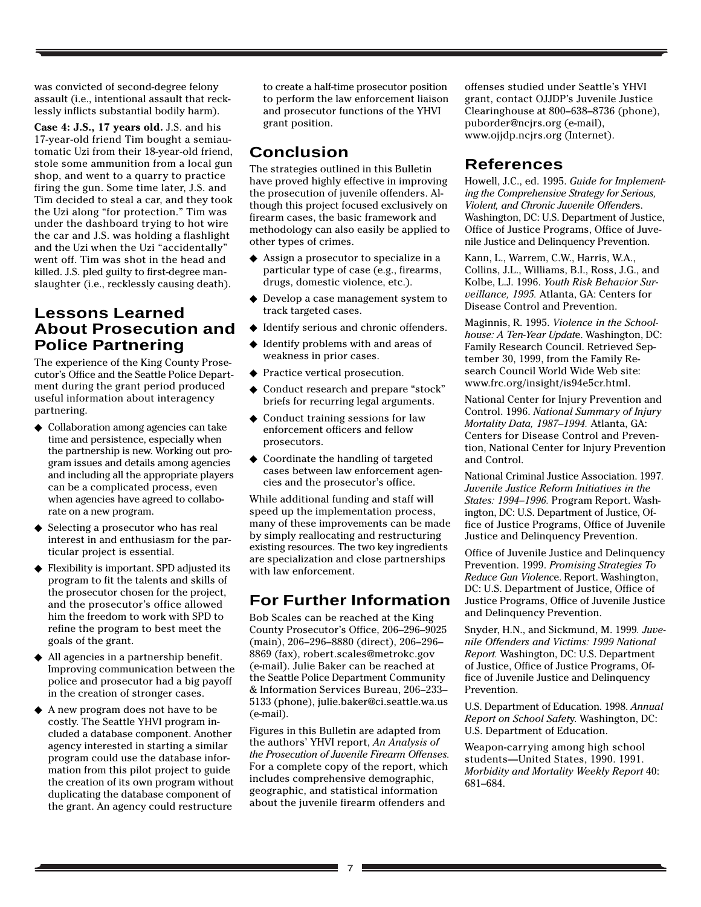was convicted of second-degree felony assault (i.e., intentional assault that recklessly inflicts substantial bodily harm).

**Case 4: J.S., 17 years old.** J.S. and his 17-year-old friend Tim bought a semiautomatic Uzi from their 18-year-old friend, stole some ammunition from a local gun shop, and went to a quarry to practice firing the gun. Some time later, J.S. and Tim decided to steal a car, and they took the Uzi along "for protection." Tim was under the dashboard trying to hot wire the car and J.S. was holding a flashlight and the Uzi when the Uzi "accidentally" went off. Tim was shot in the head and killed. J.S. pled guilty to first-degree manslaughter (i.e., recklessly causing death).

## Lessons Learned About Prosecution and Police Partnering

The experience of the King County Prosecutor's Office and the Seattle Police Department during the grant period produced useful information about interagency partnering.

- Collaboration among agencies can take time and persistence, especially when the partnership is new. Working out program issues and details among agencies and including all the appropriate players can be a complicated process, even when agencies have agreed to collaborate on a new program.
- Selecting a prosecutor who has real interest in and enthusiasm for the particular project is essential.
- Flexibility is important. SPD adjusted its program to fit the talents and skills of the prosecutor chosen for the project, and the prosecutor's office allowed him the freedom to work with SPD to refine the program to best meet the goals of the grant.
- All agencies in a partnership benefit. Improving communication between the police and prosecutor had a big payoff in the creation of stronger cases.
- A new program does not have to be costly. The Seattle YHVI program included a database component. Another agency interested in starting a similar program could use the database information from this pilot project to guide the creation of its own program without duplicating the database component of the grant. An agency could restructure to create a half-time prosecutor position to perform the law enforcement liaison and prosecutor functions of the YHVI grant position.

## Conclusion

The strategies outlined in this Bulletin have proved highly effective in improving the prosecution of juvenile offenders. Although this project focused exclusively on firearm cases, the basic framework and methodology can also easily be applied to other types of crimes.

- Assign a prosecutor to specialize in a particular type of case (e.g., firearms, drugs, domestic violence, etc.).
- Develop a case management system to track targeted cases.
- Identify serious and chronic offenders.
- Identify problems with and areas of weakness in prior cases.
- Practice vertical prosecution.
- Conduct research and prepare "stock" briefs for recurring legal arguments.
- Conduct training sessions for law enforcement officers and fellow prosecutors.
- Coordinate the handling of targeted cases between law enforcement agencies and the prosecutor's office.

While additional funding and staff will speed up the implementation process, many of these improvements can be made by simply reallocating and restructuring existing resources. The two key ingredients are specialization and close partnerships with law enforcement.

## For Further Information

Bob Scales can be reached at the King County Prosecutor's Office, 206–296–9025 (main), 206–296–8880 (direct), 206–296–8869 (fax), robert.scales@metrokc.gov (e-mail). Julie Baker can be reached at the Seattle Police Department Community & Information Services Bureau, 206–233–5133 (phone), julie.baker@ci.seattle.wa.us (e-mail).

Figures in this Bulletin are adapted from the authors' YHVI report, *An Analysis of the Prosecution of Juvenile Firearm Offenses*. For a complete copy of the report, which includes comprehensive demographic, geographic, and statistical information about the juvenile firearm offenders and offenses studied under Seattle's YHVI grant, contact OJJDP's Juvenile Justice Clearinghouse at 800–638–8736 (phone), puborder@ncjrs.org (e-mail), www.ojjdp.ncjrs.org (Internet).

## References

Howell, J.C., ed. 1995. *Guide for Implementing the Comprehensive Strategy for Serious, Violent, and Chronic Juvenile Offenders*. Washington, DC: U.S. Department of Justice, Office of Justice Programs, Office of Juvenile Justice and Delinquency Prevention.

Kann, L., Warrem, C.W., Harris, W.A., Collins, J.L., Williams, B.I., Ross, J.G., and Kolbe, L.J. 1996. *Youth Risk Behavior Surveillance, 1995.* Atlanta, GA: Centers for Disease Control and Prevention.

Maginnis, R. 1995. *Violence in the Schoolhouse: A Ten-Year Update*. Washington, DC: Family Research Council. Retrieved September 30, 1999, from the Family Research Council World Wide Web site: www.frc.org/insight/is94e5cr.html.

National Center for Injury Prevention and Control. 1996. *National Summary of Injury Mortality Data, 1987–1994.* Atlanta, GA: Centers for Disease Control and Prevention, National Center for Injury Prevention and Control.

National Criminal Justice Association. 1997. *Juvenile Justice Reform Initiatives in the States: 1994–1996.* Program Report. Washington, DC: U.S. Department of Justice, Office of Justice Programs, Office of Juvenile Justice and Delinquency Prevention.

Office of Juvenile Justice and Delinquency Prevention. 1999. *Promising Strategies To Reduce Gun Violence*. Report. Washington, DC: U.S. Department of Justice, Office of Justice Programs, Office of Juvenile Justice and Delinquency Prevention.

Snyder, H.N., and Sickmund, M. 1999. *Juvenile Offenders and Victims: 1999 National Report.* Washington, DC: U.S. Department of Justice, Office of Justice Programs, Office of Juvenile Justice and Delinquency Prevention.

U.S. Department of Education. 1998. *Annual Report on School Safety*. Washington, DC: U.S. Department of Education.

Weapon-carrying among high school students—United States, 1990. 1991. *Morbidity and Mortality Weekly Report* 40: 681–684.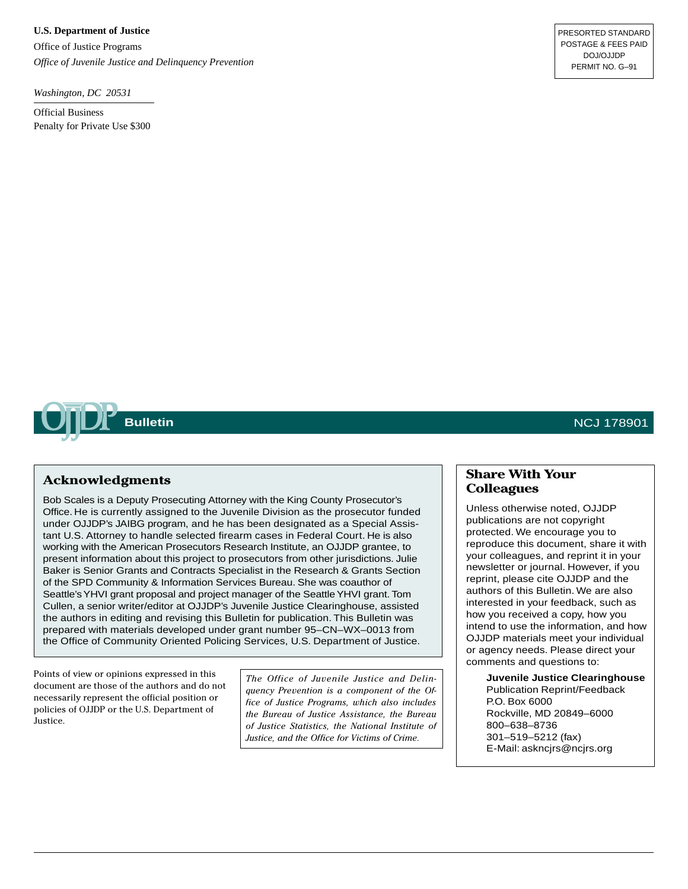**U.S. Department of Justice**

Office of Justice Programs

*Office of Juvenile Justice and Delinquency Prevention*

*Washington, DC 20531*

Official Business

Penalty for Private Use $300

PRESORTED STANDARD
POSTAGE & FEES PAID
DOJ/OJJDP
PERMIT NO. G–91

OJJDP **Bulletin** NCJ 178901

## Acknowledgments

Bob Scales is a Deputy Prosecuting Attorney with the King County Prosecutor's Office. He is currently assigned to the Juvenile Division as the prosecutor funded under OJJDP's JAIBG program, and he has been designated as a Special Assistant U.S. Attorney to handle selected firearm cases in Federal Court. He is also working with the American Prosecutors Research Institute, an OJJDP grantee, to present information about this project to prosecutors from other jurisdictions. Julie Baker is Senior Grants and Contracts Specialist in the Research & Grants Section of the SPD Community & Information Services Bureau. She was coauthor of Seattle's YHVI grant proposal and project manager of the Seattle YHVI grant. Tom Cullen, a senior writer/editor at OJJDP's Juvenile Justice Clearinghouse, assisted the authors in editing and revising this Bulletin for publication. This Bulletin was prepared with materials developed under grant number 95–CN–WX–0013 from the Office of Community Oriented Policing Services, U.S. Department of Justice.

Points of view or opinions expressed in this document are those of the authors and do not necessarily represent the official position or policies of OJJDP or the U.S. Department of Justice.

*The Office of Juvenile Justice and Delinquency Prevention is a component of the Office of Justice Programs, which also includes the Bureau of Justice Assistance, the Bureau of Justice Statistics, the National Institute of Justice, and the Office for Victims of Crime.*

## Share With Your Colleagues

Unless otherwise noted, OJJDP publications are not copyright protected. We encourage you to reproduce this document, share it with your colleagues, and reprint it in your newsletter or journal. However, if you reprint, please cite OJJDP and the authors of this Bulletin. We are also interested in your feedback, such as how you received a copy, how you intend to use the information, and how OJJDP materials meet your individual or agency needs. Please direct your comments and questions to:

**Juvenile Justice Clearinghouse**
Publication Reprint/Feedback
P.O. Box 6000
Rockville, MD 20849–6000
800–638–8736
301–519–5212 (fax)
E-Mail: askncjrs@ncjrs.org